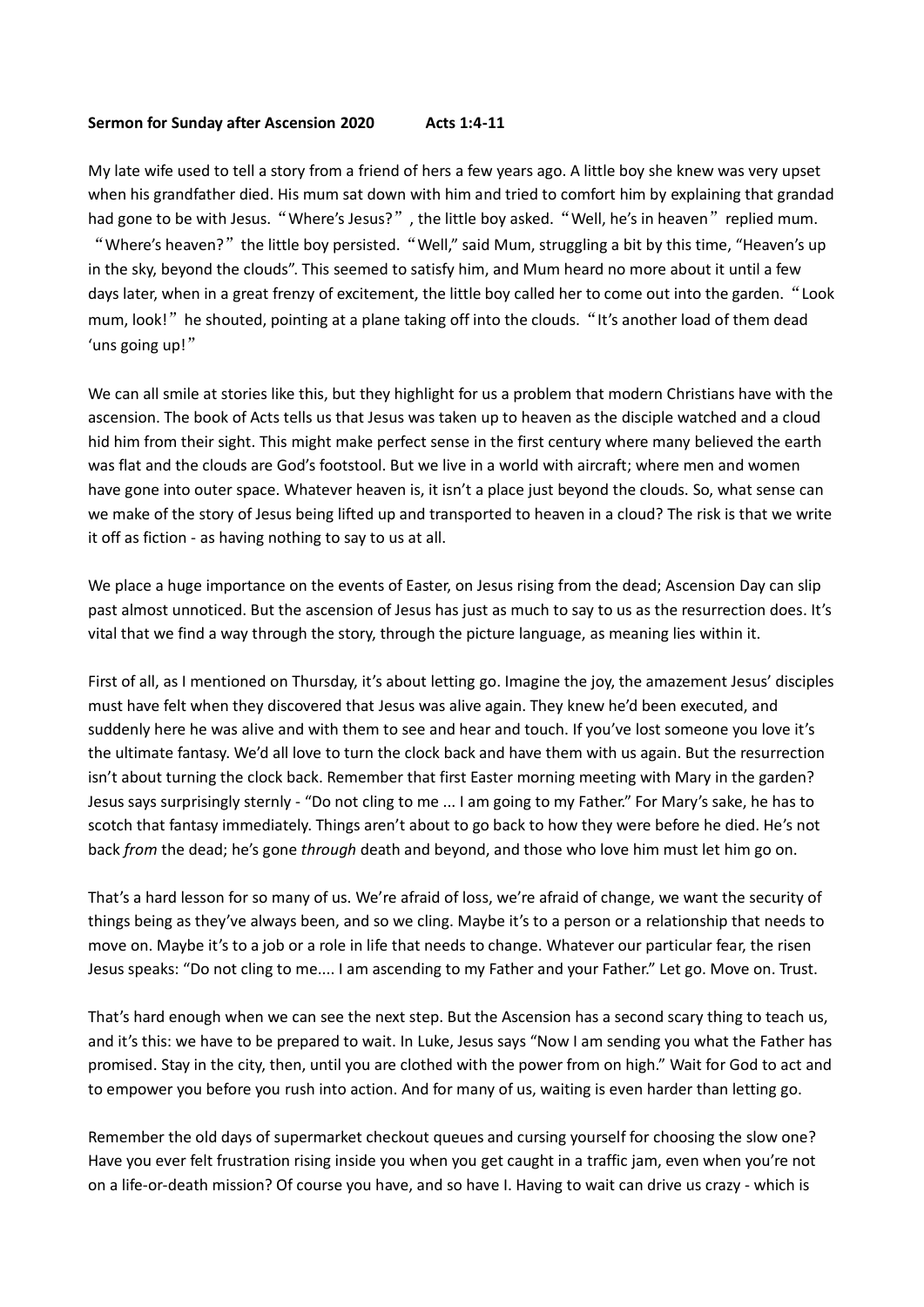**Sermon for Sunday after Ascension 2020 Acts 1:4-11**

My late wife used to tell a story from a friend of hers a few years ago. A little boy she knew was very upset when his grandfather died. His mum sat down with him and tried to comfort him by explaining that grandad had gone to be with Jesus. "Where's Jesus?", the little boy asked. "Well, he's in heaven" replied mum. "Where's heaven?" the little boy persisted. "Well," said Mum, struggling a bit by this time, "Heaven's up in the sky, beyond the clouds". This seemed to satisfy him, and Mum heard no more about it until a few days later, when in a great frenzy of excitement, the little boy called her to come out into the garden. "Look mum, look!" he shouted, pointing at a plane taking off into the clouds. "It's another load of them dead 'uns going up!"

We can all smile at stories like this, but they highlight for us a problem that modern Christians have with the ascension. The book of Acts tells us that Jesus was taken up to heaven as the disciple watched and a cloud hid him from their sight. This might make perfect sense in the first century where many believed the earth was flat and the clouds are God's footstool. But we live in a world with aircraft; where men and women have gone into outer space. Whatever heaven is, it isn't a place just beyond the clouds. So, what sense can we make of the story of Jesus being lifted up and transported to heaven in a cloud? The risk is that we write it off as fiction - as having nothing to say to us at all.

We place a huge importance on the events of Easter, on Jesus rising from the dead; Ascension Day can slip past almost unnoticed. But the ascension of Jesus has just as much to say to us as the resurrection does. It's vital that we find a way through the story, through the picture language, as meaning lies within it.

First of all, as I mentioned on Thursday, it's about letting go. Imagine the joy, the amazement Jesus' disciples must have felt when they discovered that Jesus was alive again. They knew he'd been executed, and suddenly here he was alive and with them to see and hear and touch. If you've lost someone you love it's the ultimate fantasy. We'd all love to turn the clock back and have them with us again. But the resurrection isn't about turning the clock back. Remember that first Easter morning meeting with Mary in the garden? Jesus says surprisingly sternly - "Do not cling to me ... I am going to my Father." For Mary's sake, he has to scotch that fantasy immediately. Things aren't about to go back to how they were before he died. He's not back *from* the dead; he's gone *through* death and beyond, and those who love him must let him go on.

That's a hard lesson for so many of us. We're afraid of loss, we're afraid of change, we want the security of things being as they've always been, and so we cling. Maybe it's to a person or a relationship that needs to move on. Maybe it's to a job or a role in life that needs to change. Whatever our particular fear, the risen Jesus speaks: "Do not cling to me.... I am ascending to my Father and your Father." Let go. Move on. Trust.

That's hard enough when we can see the next step. But the Ascension has a second scary thing to teach us, and it's this: we have to be prepared to wait. In Luke, Jesus says "Now I am sending you what the Father has promised. Stay in the city, then, until you are clothed with the power from on high." Wait for God to act and to empower you before you rush into action. And for many of us, waiting is even harder than letting go.

Remember the old days of supermarket checkout queues and cursing yourself for choosing the slow one? Have you ever felt frustration rising inside you when you get caught in a traffic jam, even when you're not on a life-or-death mission? Of course you have, and so have I. Having to wait can drive us crazy - which is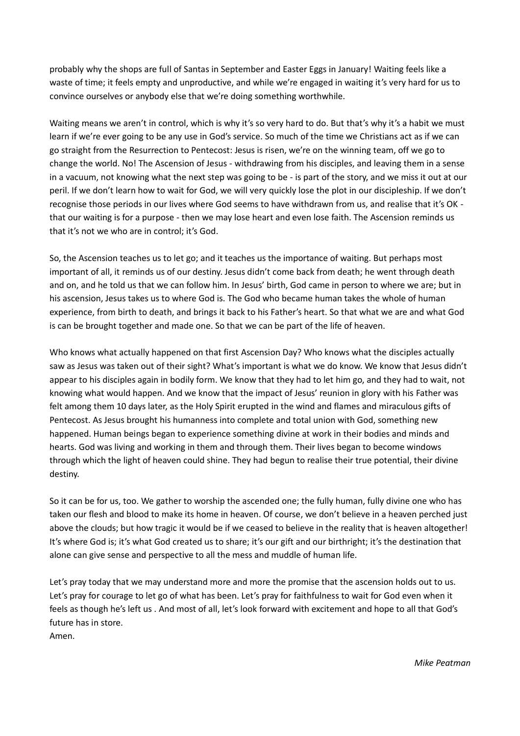probably why the shops are full of Santas in September and Easter Eggs in January! Waiting feels like a waste of time; it feels empty and unproductive, and while we're engaged in waiting it's very hard for us to convince ourselves or anybody else that we're doing something worthwhile.

Waiting means we aren't in control, which is why it's so very hard to do. But that's why it's a habit we must learn if we're ever going to be any use in God's service. So much of the time we Christians act as if we can go straight from the Resurrection to Pentecost: Jesus is risen, we're on the winning team, off we go to change the world. No! The Ascension of Jesus - withdrawing from his disciples, and leaving them in a sense in a vacuum, not knowing what the next step was going to be - is part of the story, and we miss it out at our peril. If we don't learn how to wait for God, we will very quickly lose the plot in our discipleship. If we don't recognise those periods in our lives where God seems to have withdrawn from us, and realise that it's OK - that our waiting is for a purpose - then we may lose heart and even lose faith. The Ascension reminds us that it's not we who are in control; it's God.

So, the Ascension teaches us to let go; and it teaches us the importance of waiting. But perhaps most important of all, it reminds us of our destiny. Jesus didn't come back from death; he went through death and on, and he told us that we can follow him. In Jesus' birth, God came in person to where we are; but in his ascension, Jesus takes us to where God is. The God who became human takes the whole of human experience, from birth to death, and brings it back to his Father's heart. So that what we are and what God is can be brought together and made one. So that we can be part of the life of heaven.

Who knows what actually happened on that first Ascension Day? Who knows what the disciples actually saw as Jesus was taken out of their sight? What's important is what we do know. We know that Jesus didn't appear to his disciples again in bodily form. We know that they had to let him go, and they had to wait, not knowing what would happen. And we know that the impact of Jesus' reunion in glory with his Father was felt among them 10 days later, as the Holy Spirit erupted in the wind and flames and miraculous gifts of Pentecost. As Jesus brought his humanness into complete and total union with God, something new happened. Human beings began to experience something divine at work in their bodies and minds and hearts. God was living and working in them and through them. Their lives began to become windows through which the light of heaven could shine. They had begun to realise their true potential, their divine destiny.

So it can be for us, too. We gather to worship the ascended one; the fully human, fully divine one who has taken our flesh and blood to make its home in heaven. Of course, we don't believe in a heaven perched just above the clouds; but how tragic it would be if we ceased to believe in the reality that is heaven altogether! It's where God is; it's what God created us to share; it's our gift and our birthright; it's the destination that alone can give sense and perspective to all the mess and muddle of human life.

Let's pray today that we may understand more and more the promise that the ascension holds out to us. Let's pray for courage to let go of what has been. Let's pray for faithfulness to wait for God even when it feels as though he's left us . And most of all, let's look forward with excitement and hope to all that God's future has in store.
Amen.

*Mike Peatman*